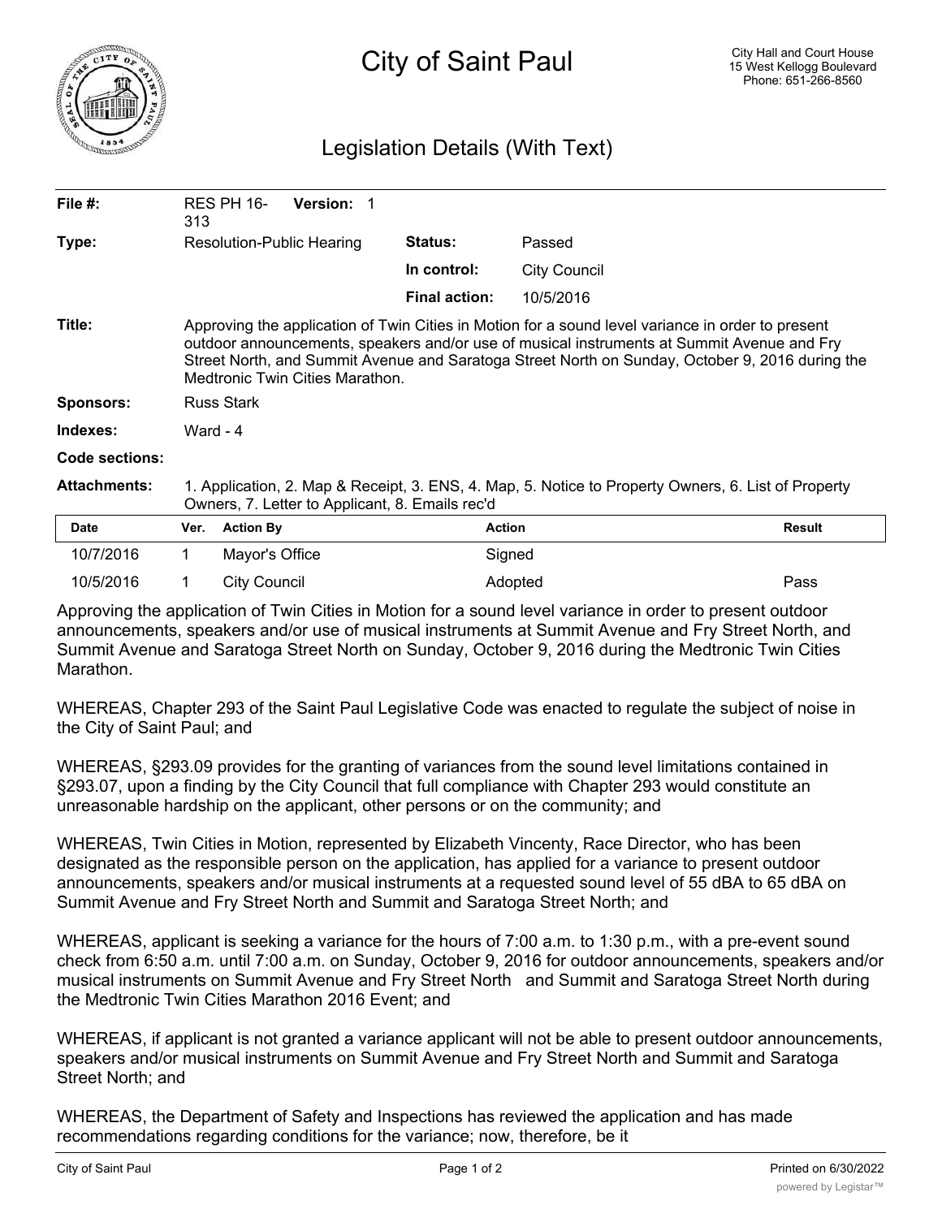# City of Saint Paul

City Hall and Court House
15 West Kellogg Boulevard
Phone: 651-266-8560

## Legislation Details (With Text)

| | | | |
|---|---|---|---|
| **File #:** | RES PH 16-313 **Version:** 1 | | |
| **Type:** | Resolution-Public Hearing | **Status:** | Passed |
| | | **In control:** | City Council |
| | | **Final action:** | 10/5/2016 |

**Title:** Approving the application of Twin Cities in Motion for a sound level variance in order to present outdoor announcements, speakers and/or use of musical instruments at Summit Avenue and Fry Street North, and Summit Avenue and Saratoga Street North on Sunday, October 9, 2016 during the Medtronic Twin Cities Marathon.

**Sponsors:** Russ Stark

**Indexes:** Ward - 4

**Code sections:**

**Attachments:** 1. Application, 2. Map & Receipt, 3. ENS, 4. Map, 5. Notice to Property Owners, 6. List of Property Owners, 7. Letter to Applicant, 8. Emails rec'd

| Date | Ver. | Action By | Action | Result |
|---|---|---|---|---|
| 10/7/2016 | 1 | Mayor's Office | Signed | |
| 10/5/2016 | 1 | City Council | Adopted | Pass |

Approving the application of Twin Cities in Motion for a sound level variance in order to present outdoor announcements, speakers and/or use of musical instruments at Summit Avenue and Fry Street North, and Summit Avenue and Saratoga Street North on Sunday, October 9, 2016 during the Medtronic Twin Cities Marathon.

WHEREAS, Chapter 293 of the Saint Paul Legislative Code was enacted to regulate the subject of noise in the City of Saint Paul; and

WHEREAS, §293.09 provides for the granting of variances from the sound level limitations contained in §293.07, upon a finding by the City Council that full compliance with Chapter 293 would constitute an unreasonable hardship on the applicant, other persons or on the community; and

WHEREAS, Twin Cities in Motion, represented by Elizabeth Vincenty, Race Director, who has been designated as the responsible person on the application, has applied for a variance to present outdoor announcements, speakers and/or musical instruments at a requested sound level of 55 dBA to 65 dBA on Summit Avenue and Fry Street North and Summit and Saratoga Street North; and

WHEREAS, applicant is seeking a variance for the hours of 7:00 a.m. to 1:30 p.m., with a pre-event sound check from 6:50 a.m. until 7:00 a.m. on Sunday, October 9, 2016 for outdoor announcements, speakers and/or musical instruments on Summit Avenue and Fry Street North and Summit and Saratoga Street North during the Medtronic Twin Cities Marathon 2016 Event; and

WHEREAS, if applicant is not granted a variance applicant will not be able to present outdoor announcements, speakers and/or musical instruments on Summit Avenue and Fry Street North and Summit and Saratoga Street North; and

WHEREAS, the Department of Safety and Inspections has reviewed the application and has made recommendations regarding conditions for the variance; now, therefore, be it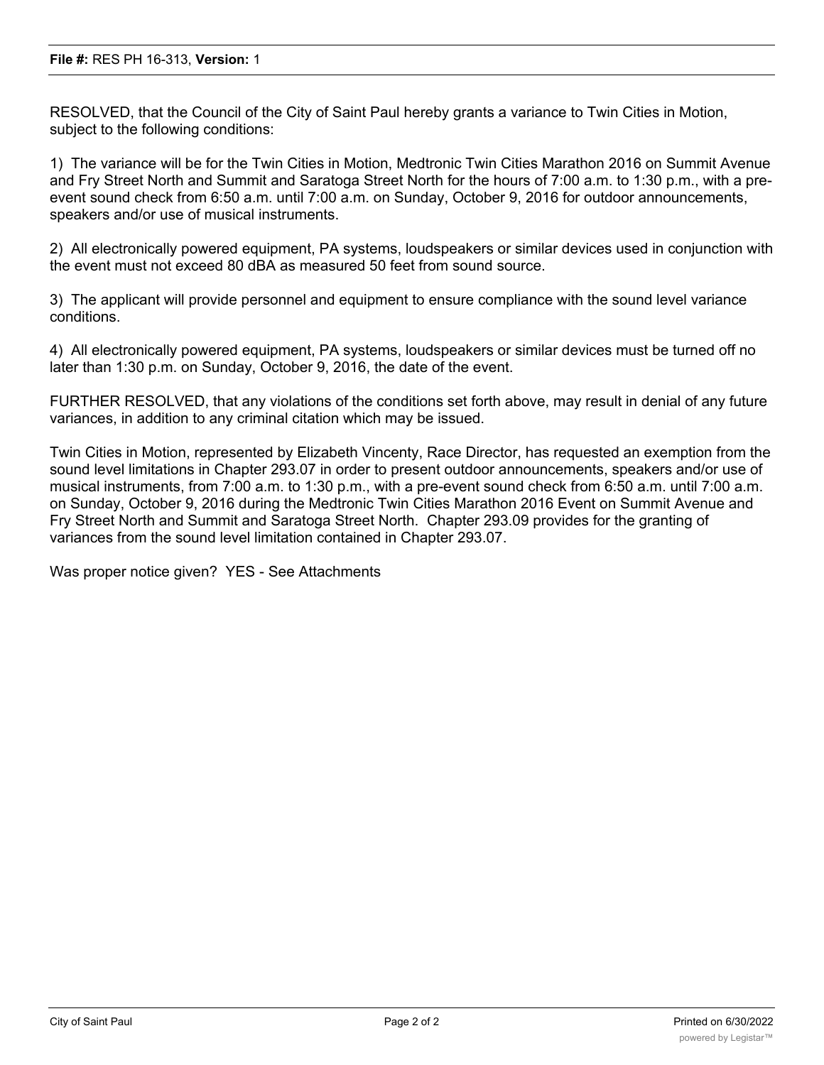RESOLVED, that the Council of the City of Saint Paul hereby grants a variance to Twin Cities in Motion, subject to the following conditions:

1) The variance will be for the Twin Cities in Motion, Medtronic Twin Cities Marathon 2016 on Summit Avenue and Fry Street North and Summit and Saratoga Street North for the hours of 7:00 a.m. to 1:30 p.m., with a pre-event sound check from 6:50 a.m. until 7:00 a.m. on Sunday, October 9, 2016 for outdoor announcements, speakers and/or use of musical instruments.

2) All electronically powered equipment, PA systems, loudspeakers or similar devices used in conjunction with the event must not exceed 80 dBA as measured 50 feet from sound source.

3) The applicant will provide personnel and equipment to ensure compliance with the sound level variance conditions.

4) All electronically powered equipment, PA systems, loudspeakers or similar devices must be turned off no later than 1:30 p.m. on Sunday, October 9, 2016, the date of the event.

FURTHER RESOLVED, that any violations of the conditions set forth above, may result in denial of any future variances, in addition to any criminal citation which may be issued.

Twin Cities in Motion, represented by Elizabeth Vincenty, Race Director, has requested an exemption from the sound level limitations in Chapter 293.07 in order to present outdoor announcements, speakers and/or use of musical instruments, from 7:00 a.m. to 1:30 p.m., with a pre-event sound check from 6:50 a.m. until 7:00 a.m. on Sunday, October 9, 2016 during the Medtronic Twin Cities Marathon 2016 Event on Summit Avenue and Fry Street North and Summit and Saratoga Street North. Chapter 293.09 provides for the granting of variances from the sound level limitation contained in Chapter 293.07.

Was proper notice given? YES - See Attachments